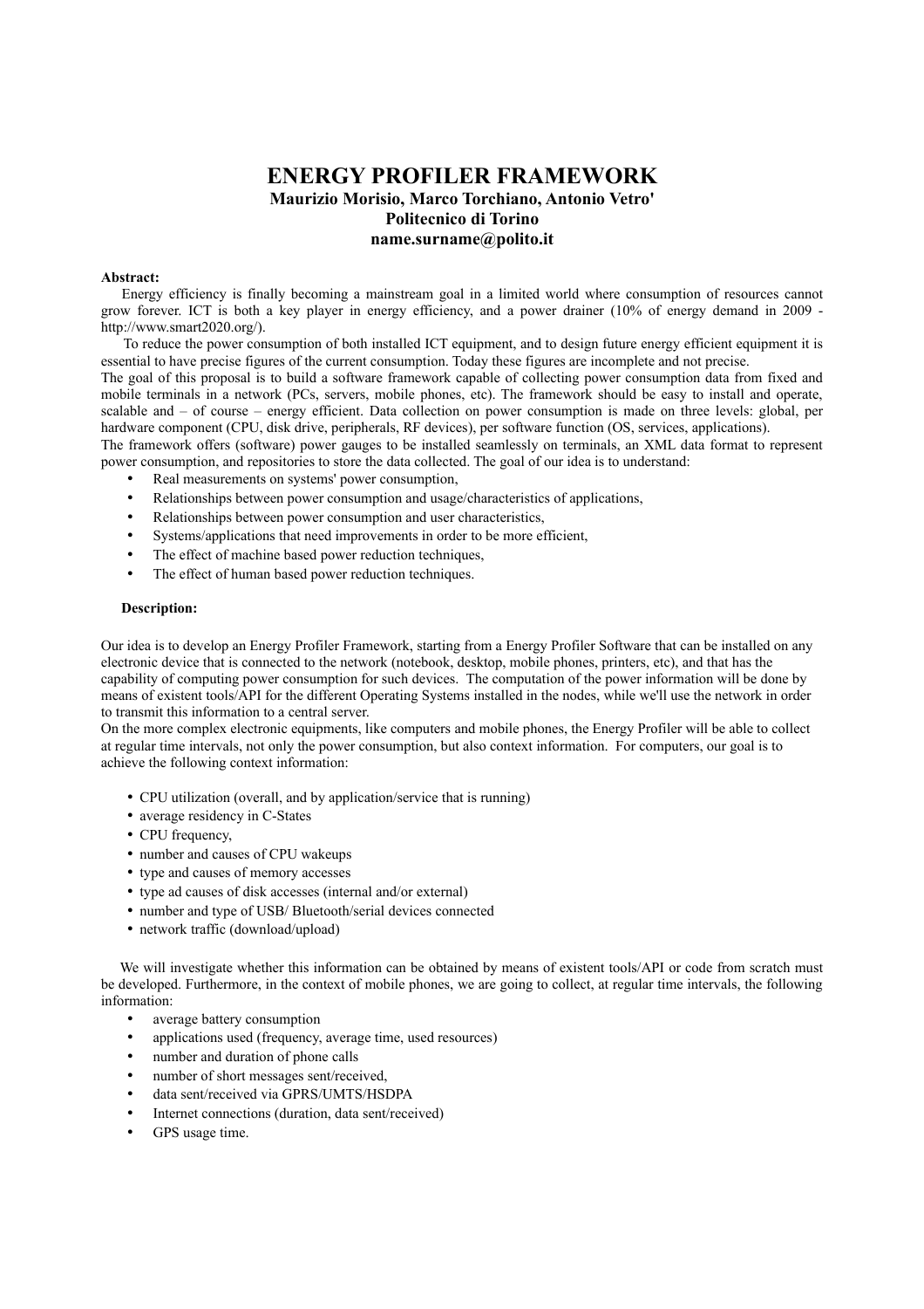# ENERGY PROFILER FRAMEWORK

**Maurizio Morisio, Marco Torchiano, Antonio Vetro'**
**Politecnico di Torino**
**name.surname@polito.it**

**Abstract:**

Energy efficiency is finally becoming a mainstream goal in a limited world where consumption of resources cannot grow forever. ICT is both a key player in energy efficiency, and a power drainer (10% of energy demand in 2009 - http://www.smart2020.org/).

To reduce the power consumption of both installed ICT equipment, and to design future energy efficient equipment it is essential to have precise figures of the current consumption. Today these figures are incomplete and not precise.

The goal of this proposal is to build a software framework capable of collecting power consumption data from fixed and mobile terminals in a network (PCs, servers, mobile phones, etc). The framework should be easy to install and operate, scalable and – of course – energy efficient. Data collection on power consumption is made on three levels: global, per hardware component (CPU, disk drive, peripherals, RF devices), per software function (OS, services, applications).

The framework offers (software) power gauges to be installed seamlessly on terminals, an XML data format to represent power consumption, and repositories to store the data collected. The goal of our idea is to understand:

- Real measurements on systems' power consumption,
- Relationships between power consumption and usage/characteristics of applications,
- Relationships between power consumption and user characteristics,
- Systems/applications that need improvements in order to be more efficient,
- The effect of machine based power reduction techniques,
- The effect of human based power reduction techniques.

**Description:**

Our idea is to develop an Energy Profiler Framework, starting from a Energy Profiler Software that can be installed on any electronic device that is connected to the network (notebook, desktop, mobile phones, printers, etc), and that has the capability of computing power consumption for such devices. The computation of the power information will be done by means of existent tools/API for the different Operating Systems installed in the nodes, while we'll use the network in order to transmit this information to a central server.

On the more complex electronic equipments, like computers and mobile phones, the Energy Profiler will be able to collect at regular time intervals, not only the power consumption, but also context information. For computers, our goal is to achieve the following context information:

- CPU utilization (overall, and by application/service that is running)
- average residency in C-States
- CPU frequency,
- number and causes of CPU wakeups
- type and causes of memory accesses
- type ad causes of disk accesses (internal and/or external)
- number and type of USB/ Bluetooth/serial devices connected
- network traffic (download/upload)

We will investigate whether this information can be obtained by means of existent tools/API or code from scratch must be developed. Furthermore, in the context of mobile phones, we are going to collect, at regular time intervals, the following information:

- average battery consumption
- applications used (frequency, average time, used resources)
- number and duration of phone calls
- number of short messages sent/received,
- data sent/received via GPRS/UMTS/HSDPA
- Internet connections (duration, data sent/received)
- GPS usage time.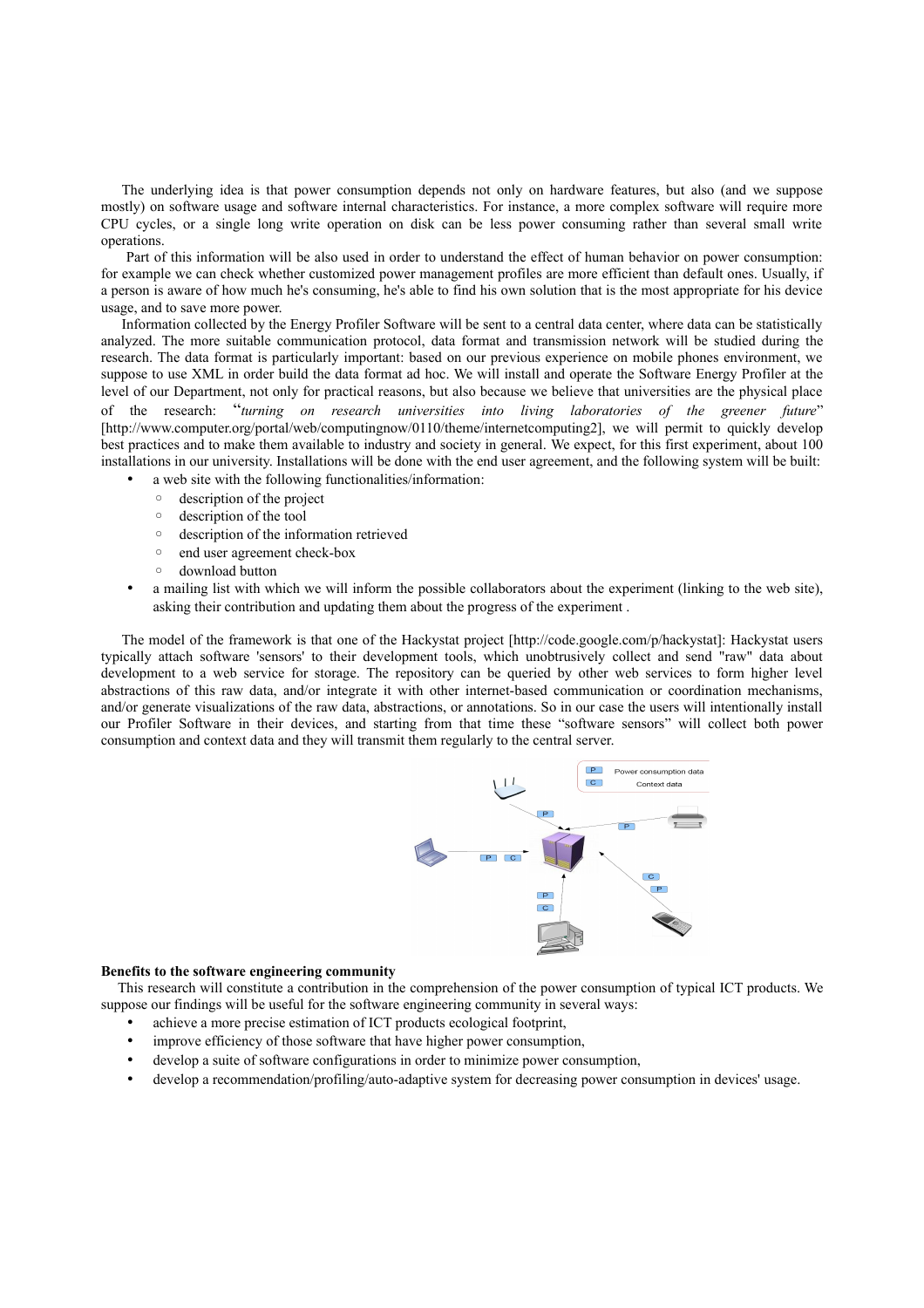The underlying idea is that power consumption depends not only on hardware features, but also (and we suppose mostly) on software usage and software internal characteristics. For instance, a more complex software will require more CPU cycles, or a single long write operation on disk can be less power consuming rather than several small write operations.

Part of this information will be also used in order to understand the effect of human behavior on power consumption: for example we can check whether customized power management profiles are more efficient than default ones. Usually, if a person is aware of how much he's consuming, he's able to find his own solution that is the most appropriate for his device usage, and to save more power.

Information collected by the Energy Profiler Software will be sent to a central data center, where data can be statistically analyzed. The more suitable communication protocol, data format and transmission network will be studied during the research. The data format is particularly important: based on our previous experience on mobile phones environment, we suppose to use XML in order build the data format ad hoc. We will install and operate the Software Energy Profiler at the level of our Department, not only for practical reasons, but also because we believe that universities are the physical place of the research: "*turning on research universities into living laboratories of the greener future*" [http://www.computer.org/portal/web/computingnow/0110/theme/internetcomputing2], we will permit to quickly develop best practices and to make them available to industry and society in general. We expect, for this first experiment, about 100 installations in our university. Installations will be done with the end user agreement, and the following system will be built:

- a web site with the following functionalities/information:
  - description of the project
  - description of the tool
  - description of the information retrieved
  - end user agreement check-box
  - download button
- a mailing list with which we will inform the possible collaborators about the experiment (linking to the web site), asking their contribution and updating them about the progress of the experiment .

The model of the framework is that one of the Hackystat project [http://code.google.com/p/hackystat]: Hackystat users typically attach software 'sensors' to their development tools, which unobtrusively collect and send "raw" data about development to a web service for storage. The repository can be queried by other web services to form higher level abstractions of this raw data, and/or integrate it with other internet-based communication or coordination mechanisms, and/or generate visualizations of the raw data, abstractions, or annotations. So in our case the users will intentionally install our Profiler Software in their devices, and starting from that time these "software sensors" will collect both power consumption and context data and they will transmit them regularly to the central server.

P Power consumption data
C Context data

**Benefits to the software engineering community**

This research will constitute a contribution in the comprehension of the power consumption of typical ICT products. We suppose our findings will be useful for the software engineering community in several ways:

- achieve a more precise estimation of ICT products ecological footprint,
- improve efficiency of those software that have higher power consumption,
- develop a suite of software configurations in order to minimize power consumption,
- develop a recommendation/profiling/auto-adaptive system for decreasing power consumption in devices' usage.